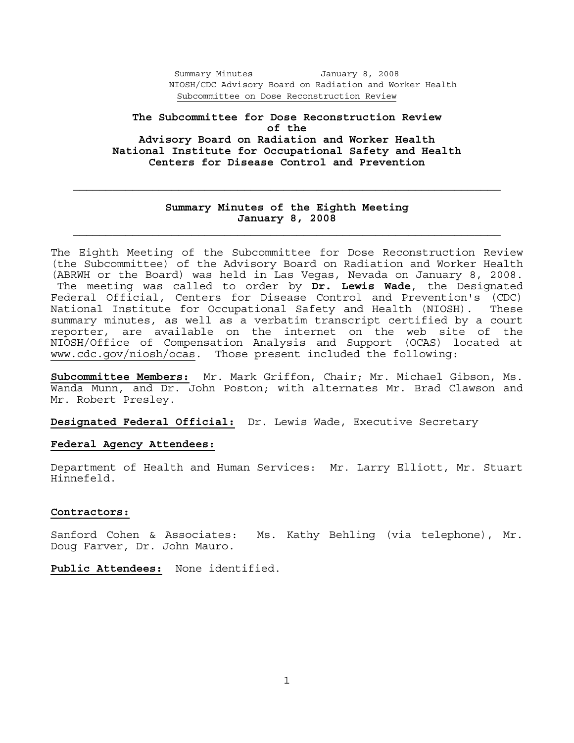# The Subcommittee for Dose Reconstruction Review of the Advisory Board on Radiation and Worker Health National Institute for Occupational Safety and Health Centers for Disease Control and Prevention

## Summary Minutes of the Eighth Meeting January 8, 2008

The Eighth Meeting of the Subcommittee for Dose Reconstruction Review (the Subcommittee) of the Advisory Board on Radiation and Worker Health (ABRWH or the Board) was held in Las Vegas, Nevada on January 8, 2008. The meeting was called to order by **Dr. Lewis Wade**, the Designated Federal Official, Centers for Disease Control and Prevention's (CDC) National Institute for Occupational Safety and Health (NIOSH). These summary minutes, as well as a verbatim transcript certified by a court reporter, are available on the internet on the web site of the NIOSH/Office of Compensation Analysis and Support (OCAS) located at www.cdc.gov/niosh/ocas. Those present included the following:

**Subcommittee Members:** Mr. Mark Griffon, Chair; Mr. Michael Gibson, Ms. Wanda Munn, and Dr. John Poston; with alternates Mr. Brad Clawson and Mr. Robert Presley.

**Designated Federal Official:** Dr. Lewis Wade, Executive Secretary

**Federal Agency Attendees:**

Department of Health and Human Services: Mr. Larry Elliott, Mr. Stuart Hinnefeld.

**Contractors:**

Sanford Cohen & Associates: Ms. Kathy Behling (via telephone), Mr. Doug Farver, Dr. John Mauro.

**Public Attendees:** None identified.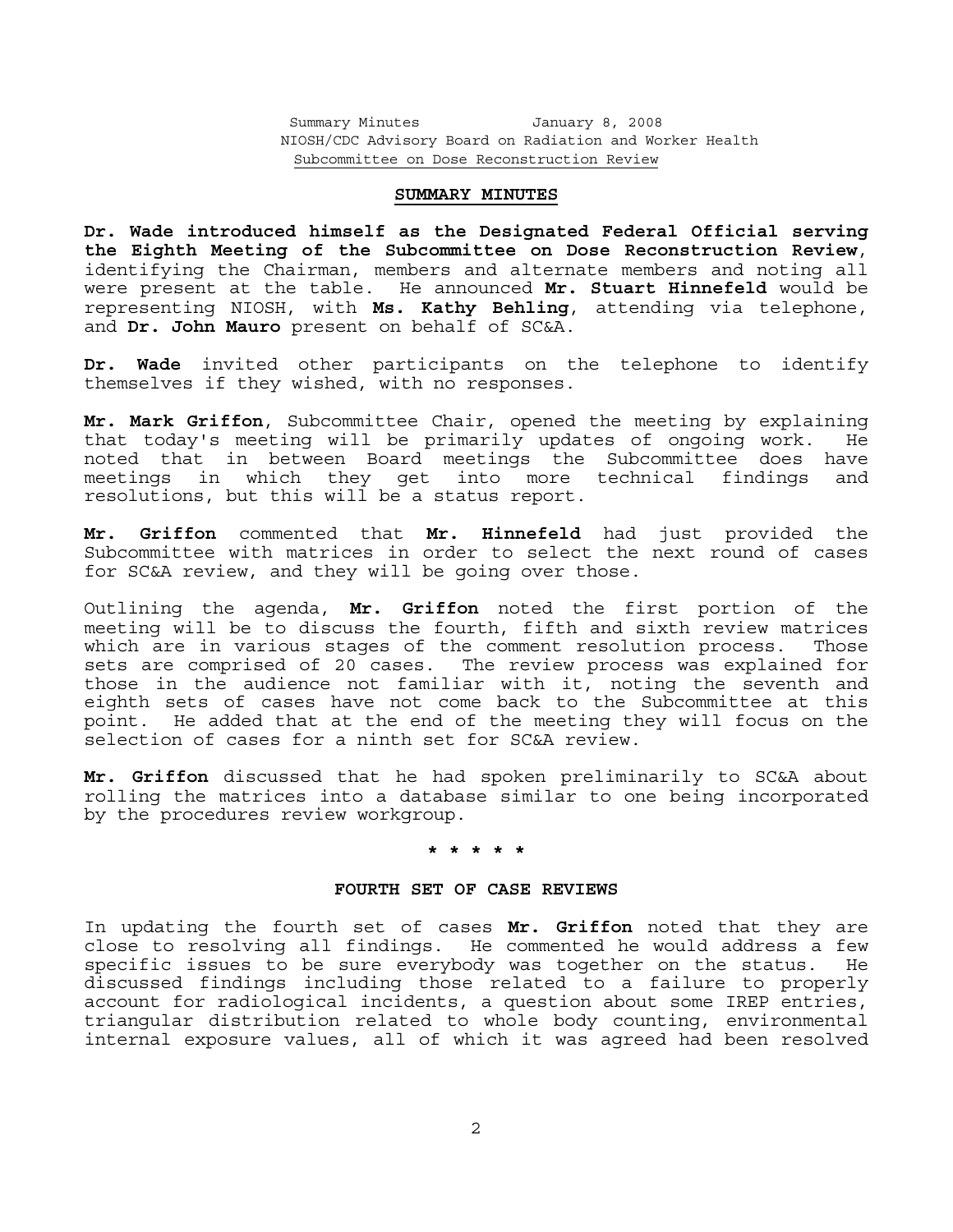## SUMMARY MINUTES

**Dr. Wade introduced himself as the Designated Federal Official serving the Eighth Meeting of the Subcommittee on Dose Reconstruction Review**, identifying the Chairman, members and alternate members and noting all were present at the table. He announced **Mr. Stuart Hinnefeld** would be representing NIOSH, with **Ms. Kathy Behling**, attending via telephone, and **Dr. John Mauro** present on behalf of SC&A.

**Dr. Wade** invited other participants on the telephone to identify themselves if they wished, with no responses.

**Mr. Mark Griffon**, Subcommittee Chair, opened the meeting by explaining that today's meeting will be primarily updates of ongoing work. He noted that in between Board meetings the Subcommittee does have meetings in which they get into more technical findings and resolutions, but this will be a status report.

**Mr. Griffon** commented that **Mr. Hinnefeld** had just provided the Subcommittee with matrices in order to select the next round of cases for SC&A review, and they will be going over those.

Outlining the agenda, **Mr. Griffon** noted the first portion of the meeting will be to discuss the fourth, fifth and sixth review matrices which are in various stages of the comment resolution process. Those sets are comprised of 20 cases. The review process was explained for those in the audience not familiar with it, noting the seventh and eighth sets of cases have not come back to the Subcommittee at this point. He added that at the end of the meeting they will focus on the selection of cases for a ninth set for SC&A review.

**Mr. Griffon** discussed that he had spoken preliminarily to SC&A about rolling the matrices into a database similar to one being incorporated by the procedures review workgroup.

**\* \* \* \* \***

### FOURTH SET OF CASE REVIEWS

In updating the fourth set of cases **Mr. Griffon** noted that they are close to resolving all findings. He commented he would address a few specific issues to be sure everybody was together on the status. He discussed findings including those related to a failure to properly account for radiological incidents, a question about some IREP entries, triangular distribution related to whole body counting, environmental internal exposure values, all of which it was agreed had been resolved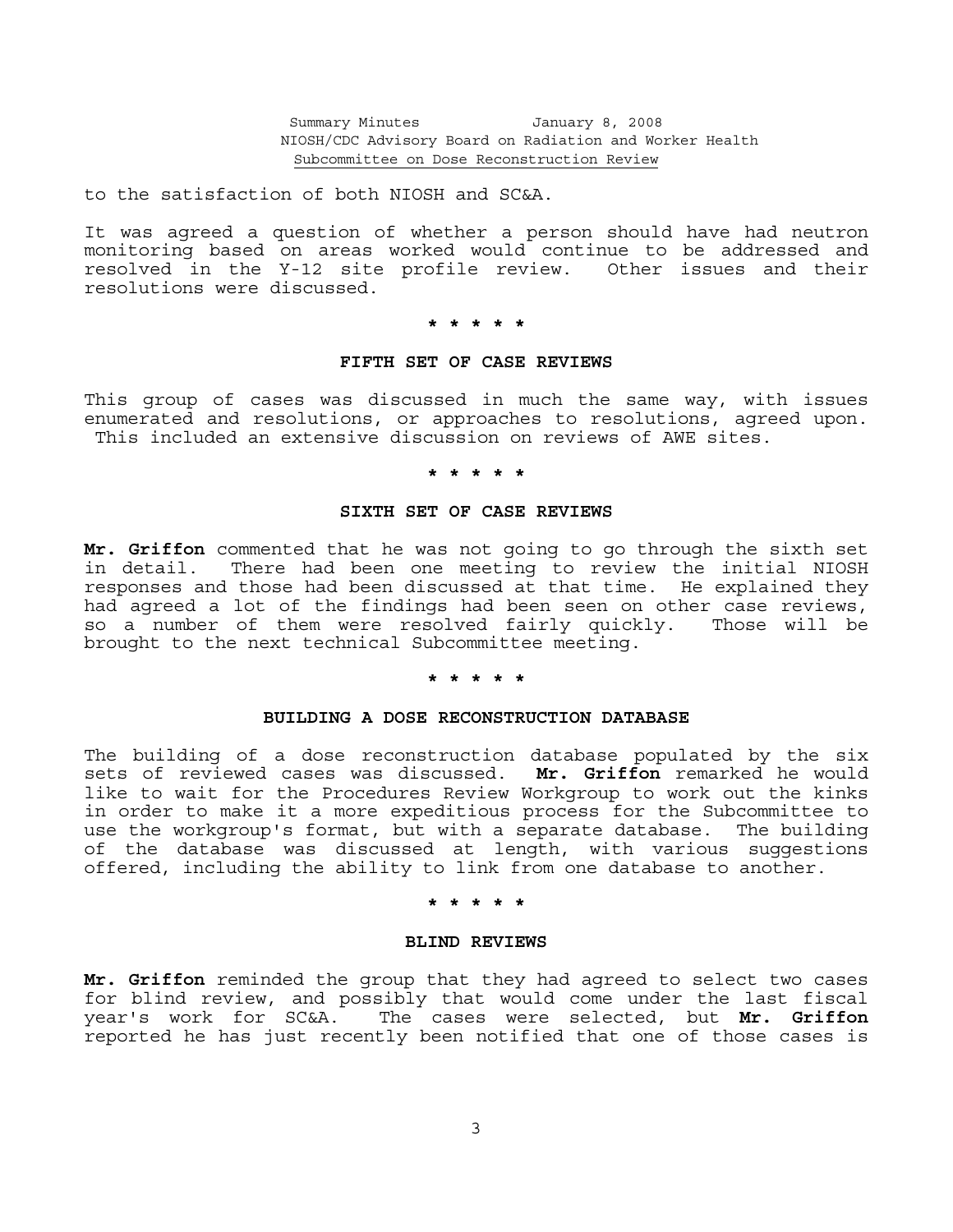to the satisfaction of both NIOSH and SC&A.

It was agreed a question of whether a person should have had neutron monitoring based on areas worked would continue to be addressed and resolved in the Y-12 site profile review. Other issues and their resolutions were discussed.

\* \* \* \* \*

## FIFTH SET OF CASE REVIEWS

This group of cases was discussed in much the same way, with issues enumerated and resolutions, or approaches to resolutions, agreed upon. This included an extensive discussion on reviews of AWE sites.

\* \* \* \* \*

## SIXTH SET OF CASE REVIEWS

**Mr. Griffon** commented that he was not going to go through the sixth set in detail. There had been one meeting to review the initial NIOSH responses and those had been discussed at that time. He explained they had agreed a lot of the findings had been seen on other case reviews, so a number of them were resolved fairly quickly. Those will be brought to the next technical Subcommittee meeting.

\* \* \* \* \*

## BUILDING A DOSE RECONSTRUCTION DATABASE

The building of a dose reconstruction database populated by the six sets of reviewed cases was discussed. **Mr. Griffon** remarked he would like to wait for the Procedures Review Workgroup to work out the kinks in order to make it a more expeditious process for the Subcommittee to use the workgroup's format, but with a separate database. The building of the database was discussed at length, with various suggestions offered, including the ability to link from one database to another.

\* \* \* \* \*

## BLIND REVIEWS

**Mr. Griffon** reminded the group that they had agreed to select two cases for blind review, and possibly that would come under the last fiscal year's work for SC&A. The cases were selected, but **Mr. Griffon** reported he has just recently been notified that one of those cases is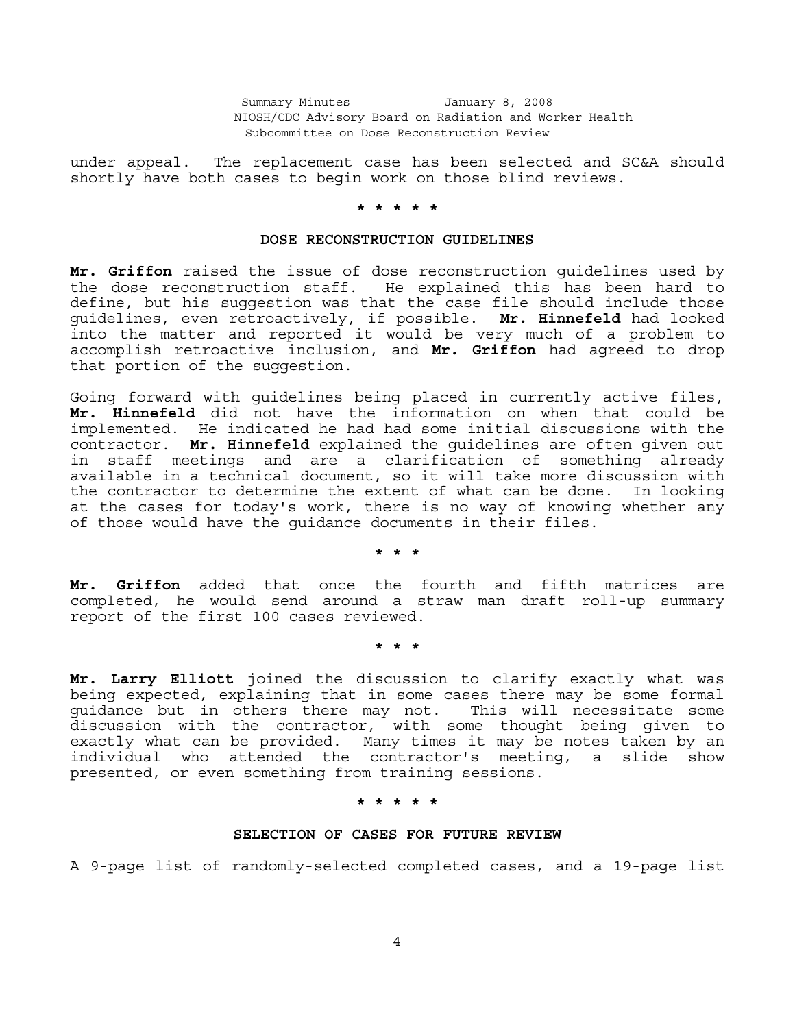under appeal. The replacement case has been selected and SC&A should shortly have both cases to begin work on those blind reviews.

\* \* \* \* \*

## DOSE RECONSTRUCTION GUIDELINES

**Mr. Griffon** raised the issue of dose reconstruction guidelines used by the dose reconstruction staff. He explained this has been hard to define, but his suggestion was that the case file should include those guidelines, even retroactively, if possible. **Mr. Hinnefeld** had looked into the matter and reported it would be very much of a problem to accomplish retroactive inclusion, and **Mr. Griffon** had agreed to drop that portion of the suggestion.

Going forward with guidelines being placed in currently active files, **Mr. Hinnefeld** did not have the information on when that could be implemented. He indicated he had had some initial discussions with the contractor. **Mr. Hinnefeld** explained the guidelines are often given out in staff meetings and are a clarification of something already available in a technical document, so it will take more discussion with the contractor to determine the extent of what can be done. In looking at the cases for today's work, there is no way of knowing whether any of those would have the guidance documents in their files.

\* \* \*

**Mr. Griffon** added that once the fourth and fifth matrices are completed, he would send around a straw man draft roll-up summary report of the first 100 cases reviewed.

\* \* \*

**Mr. Larry Elliott** joined the discussion to clarify exactly what was being expected, explaining that in some cases there may be some formal guidance but in others there may not. This will necessitate some discussion with the contractor, with some thought being given to exactly what can be provided. Many times it may be notes taken by an individual who attended the contractor's meeting, a slide show presented, or even something from training sessions.

\* \* \* \* \*

## SELECTION OF CASES FOR FUTURE REVIEW

A 9-page list of randomly-selected completed cases, and a 19-page list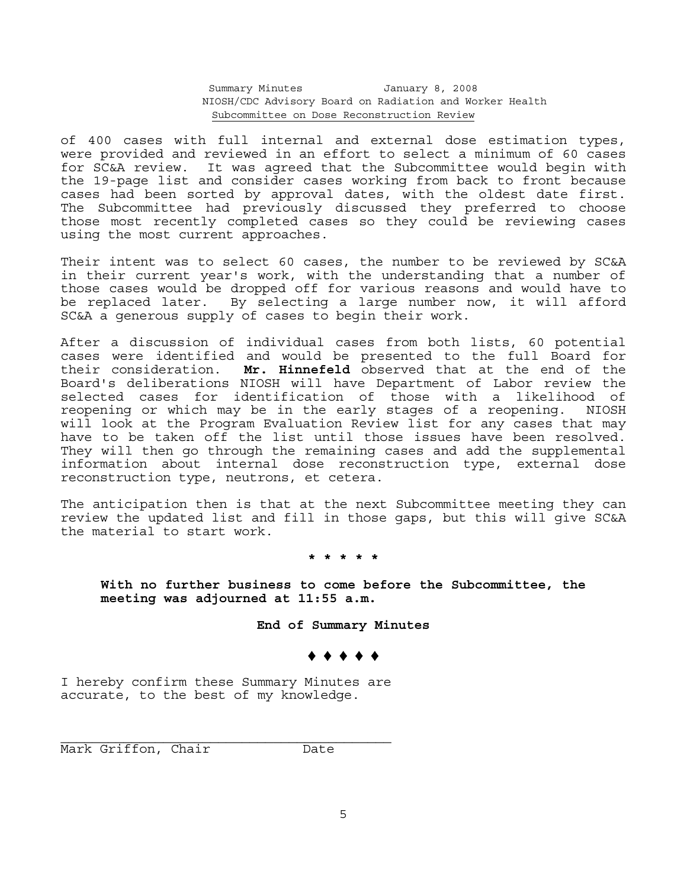of 400 cases with full internal and external dose estimation types, were provided and reviewed in an effort to select a minimum of 60 cases for SC&A review. It was agreed that the Subcommittee would begin with the 19-page list and consider cases working from back to front because cases had been sorted by approval dates, with the oldest date first. The Subcommittee had previously discussed they preferred to choose those most recently completed cases so they could be reviewing cases using the most current approaches.

Their intent was to select 60 cases, the number to be reviewed by SC&A in their current year's work, with the understanding that a number of those cases would be dropped off for various reasons and would have to be replaced later. By selecting a large number now, it will afford SC&A a generous supply of cases to begin their work.

After a discussion of individual cases from both lists, 60 potential cases were identified and would be presented to the full Board for their consideration. **Mr. Hinnefeld** observed that at the end of the Board's deliberations NIOSH will have Department of Labor review the selected cases for identification of those with a likelihood of reopening or which may be in the early stages of a reopening. NIOSH will look at the Program Evaluation Review list for any cases that may have to be taken off the list until those issues have been resolved. They will then go through the remaining cases and add the supplemental information about internal dose reconstruction type, external dose reconstruction type, neutrons, et cetera.

The anticipation then is that at the next Subcommittee meeting they can review the updated list and fill in those gaps, but this will give SC&A the material to start work.

**\* \* \* \* \***

**With no further business to come before the Subcommittee, the meeting was adjourned at 11:55 a.m.**

**End of Summary Minutes**

♦ ♦ ♦ ♦ ♦

I hereby confirm these Summary Minutes are accurate, to the best of my knowledge.

\_\_\_\_\_\_\_\_\_\_\_\_\_\_\_\_\_\_\_\_\_\_\_\_\_\_\_\_\_\_\_\_\_\_\_\_\_\_\_\_\_\_\_\_\_

Mark Griffon, Chair　　　　　Date